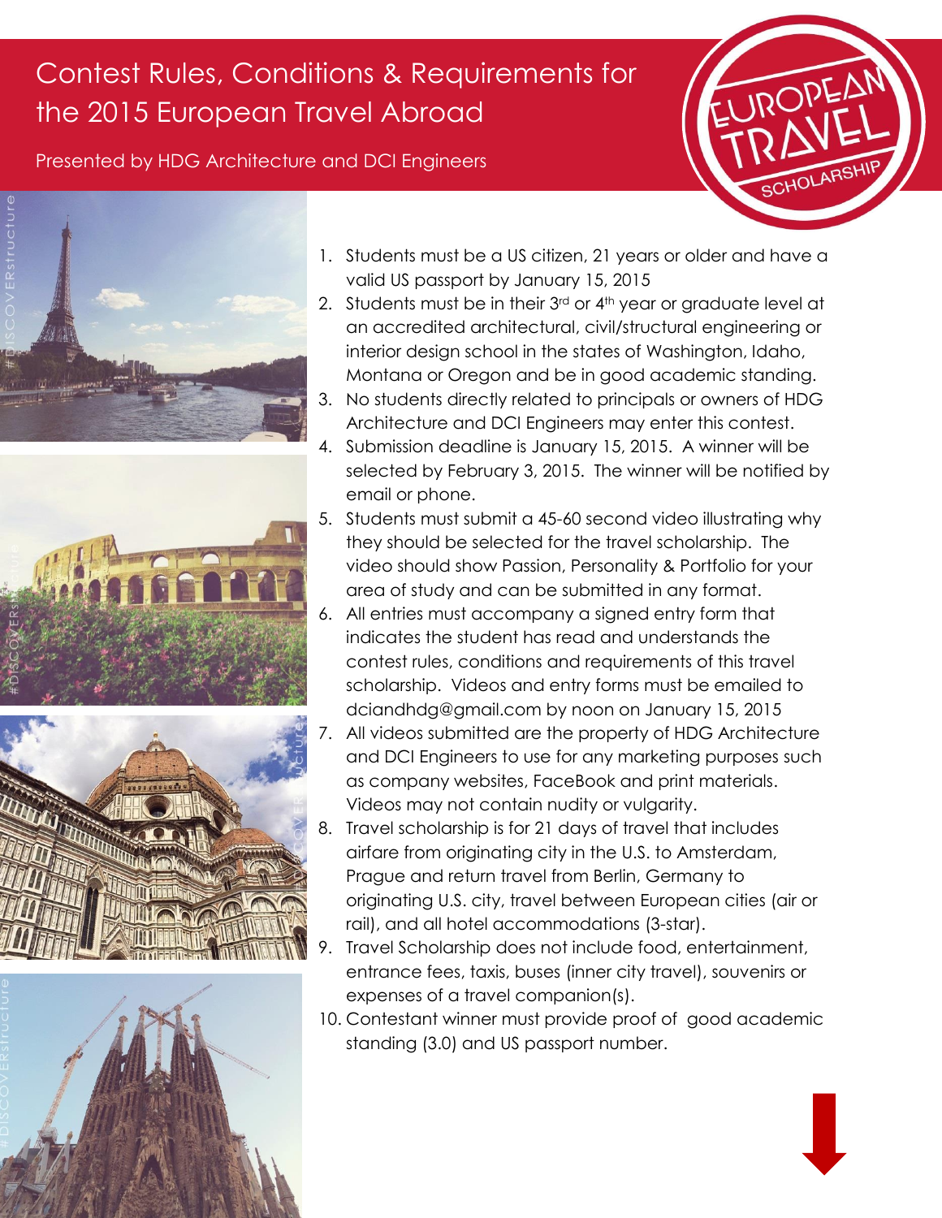# Contest Rules, Conditions & Requirements for the 2015 European Travel Abroad

Presented by HDG Architecture and DCI Engineers

1. Students must be a US citizen, 21 years or older and have a valid US passport by January 15, 2015
2. Students must be in their 3rd or 4th year or graduate level at an accredited architectural, civil/structural engineering or interior design school in the states of Washington, Idaho, Montana or Oregon and be in good academic standing.
3. No students directly related to principals or owners of HDG Architecture and DCI Engineers may enter this contest.
4. Submission deadline is January 15, 2015. A winner will be selected by February 3, 2015. The winner will be notified by email or phone.
5. Students must submit a 45-60 second video illustrating why they should be selected for the travel scholarship. The video should show Passion, Personality & Portfolio for your area of study and can be submitted in any format.
6. All entries must accompany a signed entry form that indicates the student has read and understands the contest rules, conditions and requirements of this travel scholarship. Videos and entry forms must be emailed to dciandhdg@gmail.com by noon on January 15, 2015
7. All videos submitted are the property of HDG Architecture and DCI Engineers to use for any marketing purposes such as company websites, FaceBook and print materials. Videos may not contain nudity or vulgarity.
8. Travel scholarship is for 21 days of travel that includes airfare from originating city in the U.S. to Amsterdam, Prague and return travel from Berlin, Germany to originating U.S. city, travel between European cities (air or rail), and all hotel accommodations (3-star).
9. Travel Scholarship does not include food, entertainment, entrance fees, taxis, buses (inner city travel), souvenirs or expenses of a travel companion(s).
10. Contestant winner must provide proof of good academic standing (3.0) and US passport number.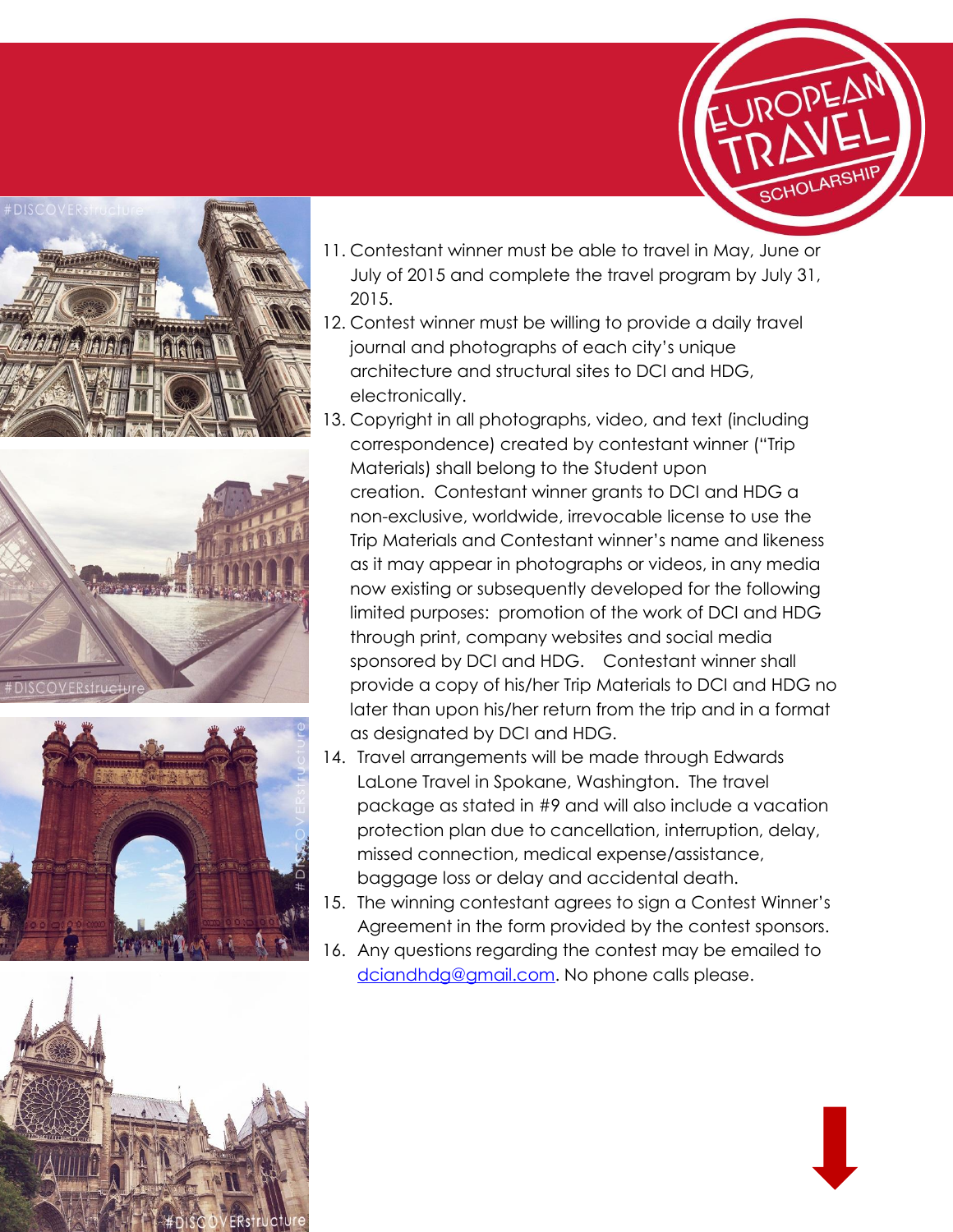11. Contestant winner must be able to travel in May, June or July of 2015 and complete the travel program by July 31, 2015.
12. Contest winner must be willing to provide a daily travel journal and photographs of each city's unique architecture and structural sites to DCI and HDG, electronically.
13. Copyright in all photographs, video, and text (including correspondence) created by contestant winner ("Trip Materials) shall belong to the Student upon creation. Contestant winner grants to DCI and HDG a non-exclusive, worldwide, irrevocable license to use the Trip Materials and Contestant winner's name and likeness as it may appear in photographs or videos, in any media now existing or subsequently developed for the following limited purposes: promotion of the work of DCI and HDG through print, company websites and social media sponsored by DCI and HDG. Contestant winner shall provide a copy of his/her Trip Materials to DCI and HDG no later than upon his/her return from the trip and in a format as designated by DCI and HDG.
14. Travel arrangements will be made through Edwards LaLone Travel in Spokane, Washington. The travel package as stated in #9 and will also include a vacation protection plan due to cancellation, interruption, delay, missed connection, medical expense/assistance, baggage loss or delay and accidental death.
15. The winning contestant agrees to sign a Contest Winner's Agreement in the form provided by the contest sponsors.
16. Any questions regarding the contest may be emailed to dciandhdg@gmail.com. No phone calls please.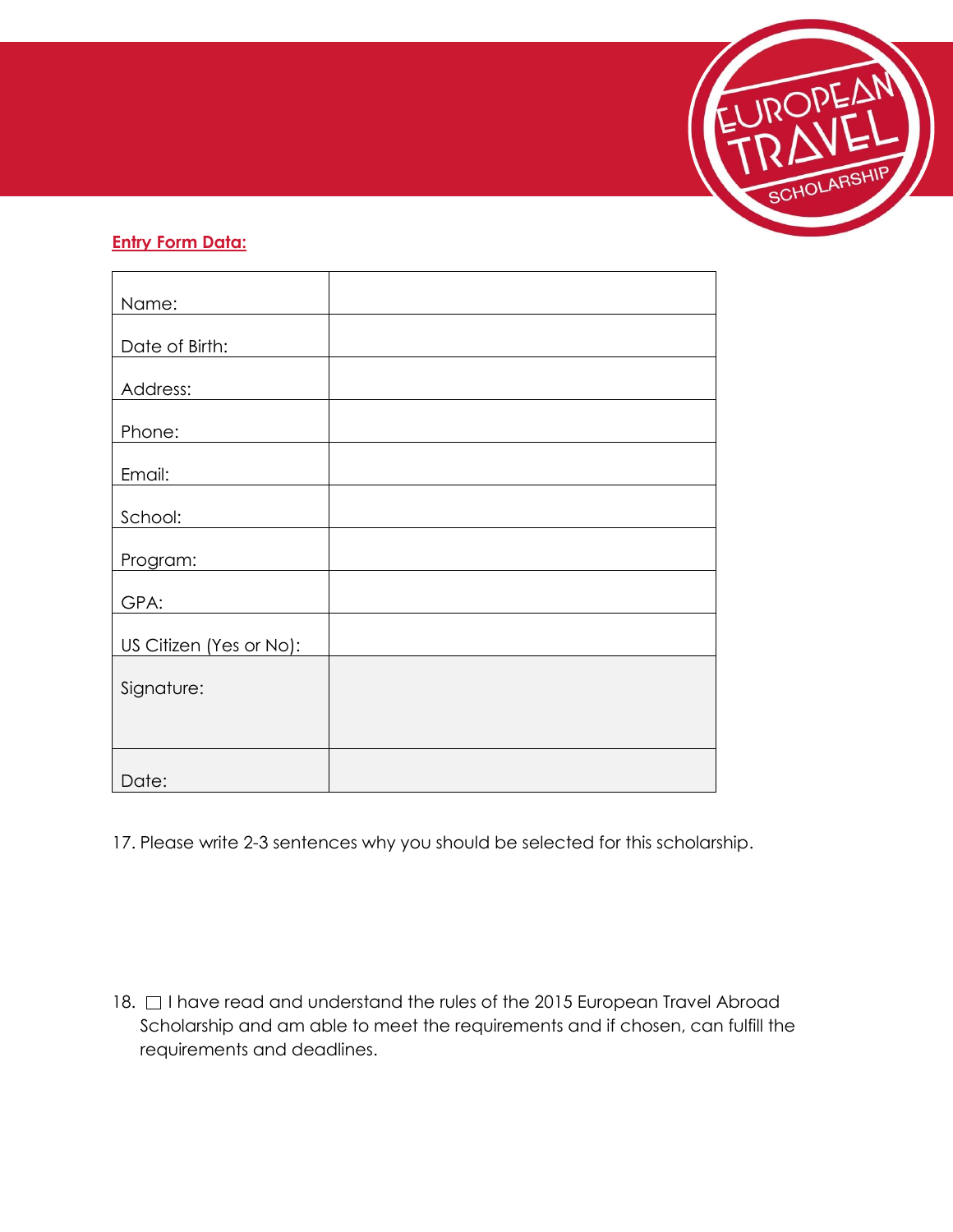**Entry Form Data:**

| | |
|---|---|
| Name: | |
| Date of Birth: | |
| Address: | |
| Phone: | |
| Email: | |
| School: | |
| Program: | |
| GPA: | |
| US Citizen (Yes or No): | |
| Signature: | |
| Date: | |

17. Please write 2-3 sentences why you should be selected for this scholarship.

18. ☐ I have read and understand the rules of the 2015 European Travel Abroad Scholarship and am able to meet the requirements and if chosen, can fulfill the requirements and deadlines.